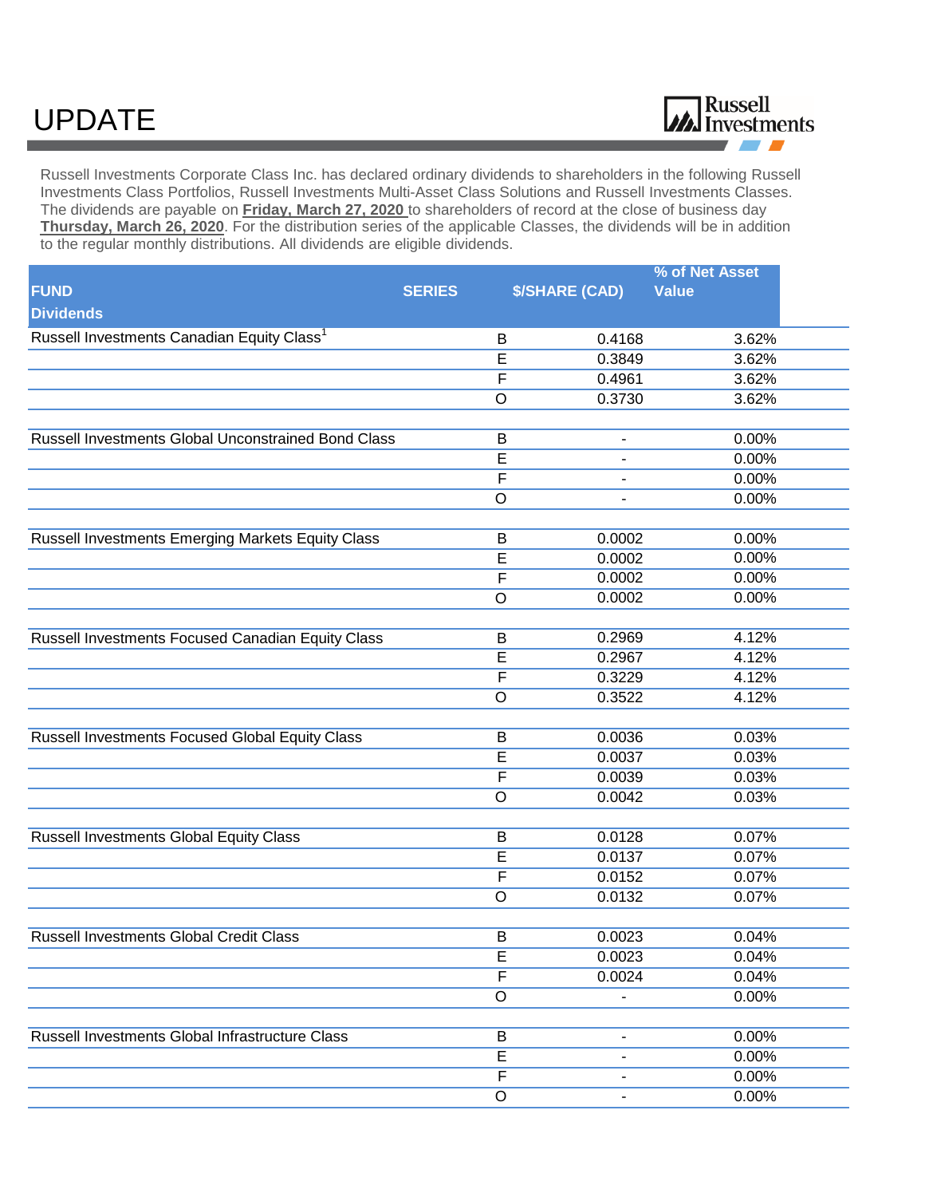# UPDATE

Russell Investments

Russell Investments Corporate Class Inc. has declared ordinary dividends to shareholders in the following Russell Investments Class Portfolios, Russell Investments Multi-Asset Class Solutions and Russell Investments Classes. The dividends are payable on **Friday, March 27, 2020** to shareholders of record at the close of business day **Thursday, March 26, 2020**. For the distribution series of the applicable Classes, the dividends will be in addition to the regular monthly distributions. All dividends are eligible dividends.

| FUND Dividends | SERIES | $/SHARE (CAD) | % of Net Asset Value |
|---|---|---|---|
| Russell Investments Canadian Equity Class[1] | B | 0.4168 | 3.62% |
| | E | 0.3849 | 3.62% |
| | F | 0.4961 | 3.62% |
| | O | 0.3730 | 3.62% |
| | | | |
| Russell Investments Global Unconstrained Bond Class | B | - | 0.00% |
| | E | - | 0.00% |
| | F | - | 0.00% |
| | O | - | 0.00% |
| | | | |
| Russell Investments Emerging Markets Equity Class | B | 0.0002 | 0.00% |
| | E | 0.0002 | 0.00% |
| | F | 0.0002 | 0.00% |
| | O | 0.0002 | 0.00% |
| | | | |
| Russell Investments Focused Canadian Equity Class | B | 0.2969 | 4.12% |
| | E | 0.2967 | 4.12% |
| | F | 0.3229 | 4.12% |
| | O | 0.3522 | 4.12% |
| | | | |
| Russell Investments Focused Global Equity Class | B | 0.0036 | 0.03% |
| | E | 0.0037 | 0.03% |
| | F | 0.0039 | 0.03% |
| | O | 0.0042 | 0.03% |
| | | | |
| Russell Investments Global Equity Class | B | 0.0128 | 0.07% |
| | E | 0.0137 | 0.07% |
| | F | 0.0152 | 0.07% |
| | O | 0.0132 | 0.07% |
| | | | |
| Russell Investments Global Credit Class | B | 0.0023 | 0.04% |
| | E | 0.0023 | 0.04% |
| | F | 0.0024 | 0.04% |
| | O | - | 0.00% |
| | | | |
| Russell Investments Global Infrastructure Class | B | - | 0.00% |
| | E | - | 0.00% |
| | F | - | 0.00% |
| | O | - | 0.00% |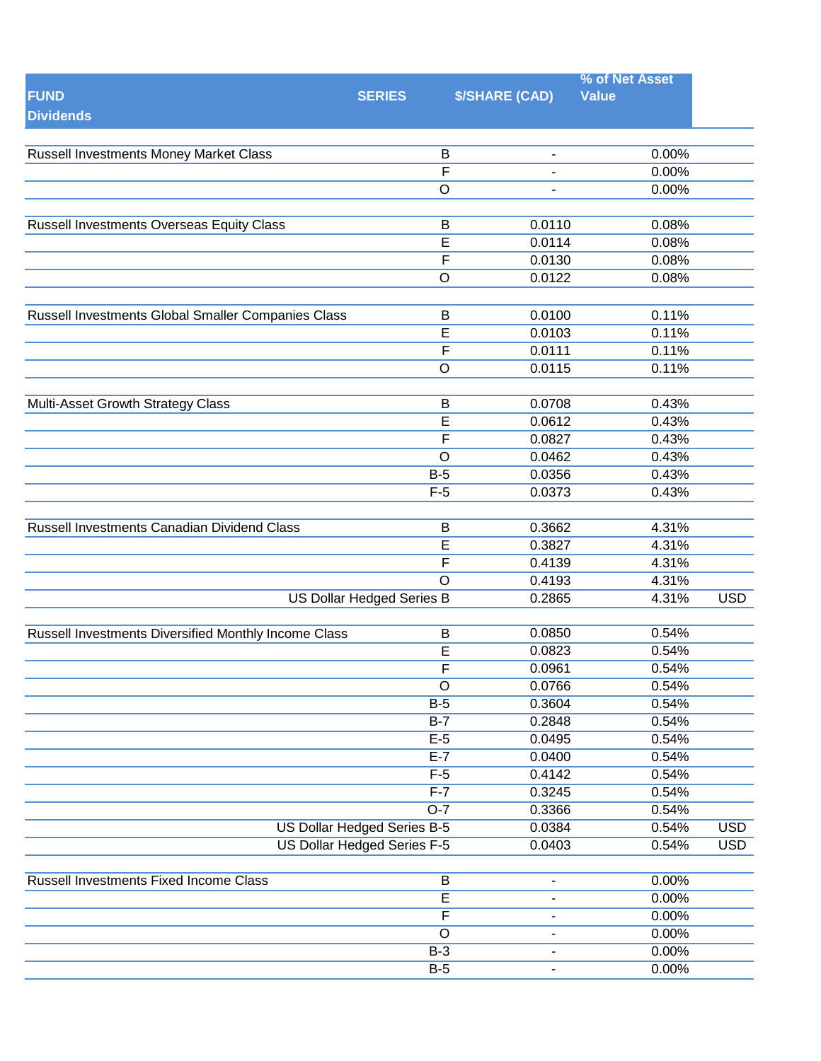| FUND Dividends | SERIES | $/SHARE (CAD) | % of Net Asset Value | |
|---|---|---|---|---|
| Russell Investments Money Market Class | B | - | 0.00% | |
| | F | - | 0.00% | |
| | O | - | 0.00% | |
| Russell Investments Overseas Equity Class | B | 0.0110 | 0.08% | |
| | E | 0.0114 | 0.08% | |
| | F | 0.0130 | 0.08% | |
| | O | 0.0122 | 0.08% | |
| Russell Investments Global Smaller Companies Class | B | 0.0100 | 0.11% | |
| | E | 0.0103 | 0.11% | |
| | F | 0.0111 | 0.11% | |
| | O | 0.0115 | 0.11% | |
| Multi-Asset Growth Strategy Class | B | 0.0708 | 0.43% | |
| | E | 0.0612 | 0.43% | |
| | F | 0.0827 | 0.43% | |
| | O | 0.0462 | 0.43% | |
| | B-5 | 0.0356 | 0.43% | |
| | F-5 | 0.0373 | 0.43% | |
| Russell Investments Canadian Dividend Class | B | 0.3662 | 4.31% | |
| | E | 0.3827 | 4.31% | |
| | F | 0.4139 | 4.31% | |
| | O | 0.4193 | 4.31% | |
| | US Dollar Hedged Series B | 0.2865 | 4.31% | USD |
| Russell Investments Diversified Monthly Income Class | B | 0.0850 | 0.54% | |
| | E | 0.0823 | 0.54% | |
| | F | 0.0961 | 0.54% | |
| | O | 0.0766 | 0.54% | |
| | B-5 | 0.3604 | 0.54% | |
| | B-7 | 0.2848 | 0.54% | |
| | E-5 | 0.0495 | 0.54% | |
| | E-7 | 0.0400 | 0.54% | |
| | F-5 | 0.4142 | 0.54% | |
| | F-7 | 0.3245 | 0.54% | |
| | O-7 | 0.3366 | 0.54% | |
| | US Dollar Hedged Series B-5 | 0.0384 | 0.54% | USD |
| | US Dollar Hedged Series F-5 | 0.0403 | 0.54% | USD |
| Russell Investments Fixed Income Class | B | - | 0.00% | |
| | E | - | 0.00% | |
| | F | - | 0.00% | |
| | O | - | 0.00% | |
| | B-3 | - | 0.00% | |
| | B-5 | - | 0.00% | |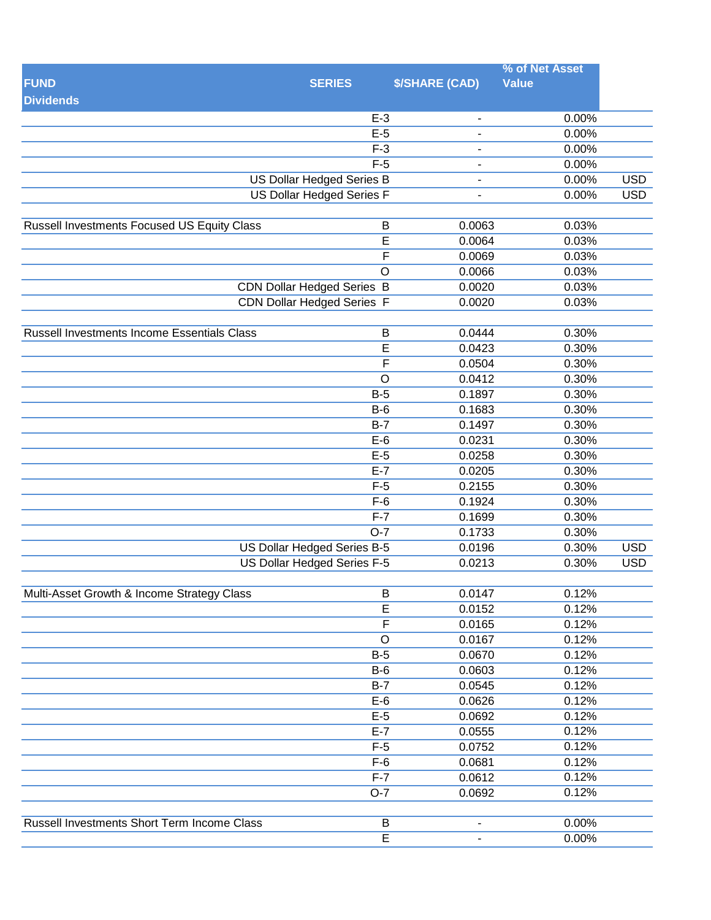| FUND<br>Dividends | SERIES | $/SHARE (CAD) | % of Net Asset Value | |
|---|---|---|---|---|
| | E-3 | - | 0.00% | |
| | E-5 | - | 0.00% | |
| | F-3 | - | 0.00% | |
| | F-5 | - | 0.00% | |
| | US Dollar Hedged Series B | - | 0.00% | USD |
| | US Dollar Hedged Series F | - | 0.00% | USD |
| | | | | |
| Russell Investments Focused US Equity Class | B | 0.0063 | 0.03% | |
| | E | 0.0064 | 0.03% | |
| | F | 0.0069 | 0.03% | |
| | O | 0.0066 | 0.03% | |
| | CDN Dollar Hedged Series B | 0.0020 | 0.03% | |
| | CDN Dollar Hedged Series F | 0.0020 | 0.03% | |
| | | | | |
| Russell Investments Income Essentials Class | B | 0.0444 | 0.30% | |
| | E | 0.0423 | 0.30% | |
| | F | 0.0504 | 0.30% | |
| | O | 0.0412 | 0.30% | |
| | B-5 | 0.1897 | 0.30% | |
| | B-6 | 0.1683 | 0.30% | |
| | B-7 | 0.1497 | 0.30% | |
| | E-6 | 0.0231 | 0.30% | |
| | E-5 | 0.0258 | 0.30% | |
| | E-7 | 0.0205 | 0.30% | |
| | F-5 | 0.2155 | 0.30% | |
| | F-6 | 0.1924 | 0.30% | |
| | F-7 | 0.1699 | 0.30% | |
| | O-7 | 0.1733 | 0.30% | |
| | US Dollar Hedged Series B-5 | 0.0196 | 0.30% | USD |
| | US Dollar Hedged Series F-5 | 0.0213 | 0.30% | USD |
| | | | | |
| Multi-Asset Growth & Income Strategy Class | B | 0.0147 | 0.12% | |
| | E | 0.0152 | 0.12% | |
| | F | 0.0165 | 0.12% | |
| | O | 0.0167 | 0.12% | |
| | B-5 | 0.0670 | 0.12% | |
| | B-6 | 0.0603 | 0.12% | |
| | B-7 | 0.0545 | 0.12% | |
| | E-6 | 0.0626 | 0.12% | |
| | E-5 | 0.0692 | 0.12% | |
| | E-7 | 0.0555 | 0.12% | |
| | F-5 | 0.0752 | 0.12% | |
| | F-6 | 0.0681 | 0.12% | |
| | F-7 | 0.0612 | 0.12% | |
| | O-7 | 0.0692 | 0.12% | |
| | | | | |
| Russell Investments Short Term Income Class | B | - | 0.00% | |
| | E | - | 0.00% | |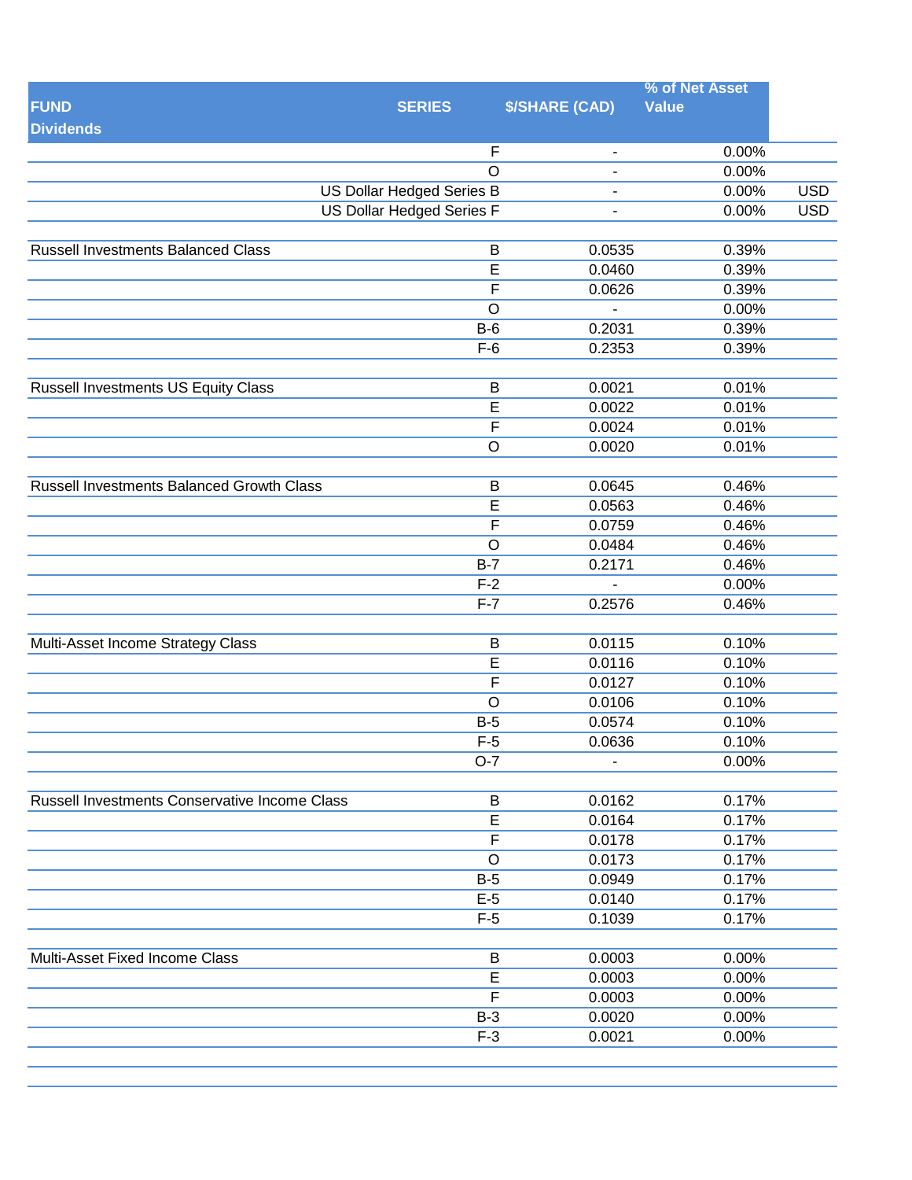| FUND<br>Dividends | SERIES | $/SHARE (CAD) | % of Net Asset Value | |
|---|---|---|---|---|
| | F | - | 0.00% | |
| | O | - | 0.00% | |
| | US Dollar Hedged Series B | - | 0.00% | USD |
| | US Dollar Hedged Series F | - | 0.00% | USD |
| | | | | |
| Russell Investments Balanced Class | B | 0.0535 | 0.39% | |
| | E | 0.0460 | 0.39% | |
| | F | 0.0626 | 0.39% | |
| | O | - | 0.00% | |
| | B-6 | 0.2031 | 0.39% | |
| | F-6 | 0.2353 | 0.39% | |
| | | | | |
| Russell Investments US Equity Class | B | 0.0021 | 0.01% | |
| | E | 0.0022 | 0.01% | |
| | F | 0.0024 | 0.01% | |
| | O | 0.0020 | 0.01% | |
| | | | | |
| Russell Investments Balanced Growth Class | B | 0.0645 | 0.46% | |
| | E | 0.0563 | 0.46% | |
| | F | 0.0759 | 0.46% | |
| | O | 0.0484 | 0.46% | |
| | B-7 | 0.2171 | 0.46% | |
| | F-2 | - | 0.00% | |
| | F-7 | 0.2576 | 0.46% | |
| | | | | |
| Multi-Asset Income Strategy Class | B | 0.0115 | 0.10% | |
| | E | 0.0116 | 0.10% | |
| | F | 0.0127 | 0.10% | |
| | O | 0.0106 | 0.10% | |
| | B-5 | 0.0574 | 0.10% | |
| | F-5 | 0.0636 | 0.10% | |
| | O-7 | - | 0.00% | |
| | | | | |
| Russell Investments Conservative Income Class | B | 0.0162 | 0.17% | |
| | E | 0.0164 | 0.17% | |
| | F | 0.0178 | 0.17% | |
| | O | 0.0173 | 0.17% | |
| | B-5 | 0.0949 | 0.17% | |
| | E-5 | 0.0140 | 0.17% | |
| | F-5 | 0.1039 | 0.17% | |
| | | | | |
| Multi-Asset Fixed Income Class | B | 0.0003 | 0.00% | |
| | E | 0.0003 | 0.00% | |
| | F | 0.0003 | 0.00% | |
| | B-3 | 0.0020 | 0.00% | |
| | F-3 | 0.0021 | 0.00% | |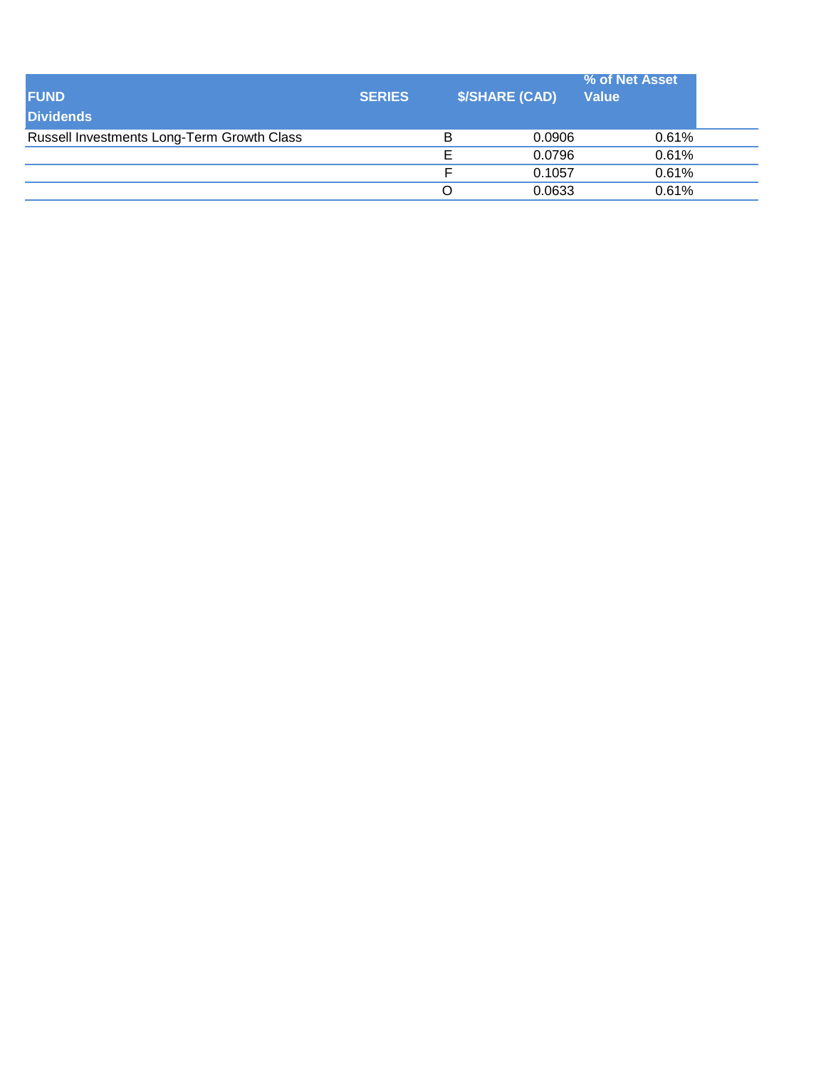| FUND | SERIES | $/SHARE (CAD) | % of Net Asset Value |
| --- | --- | --- | --- |
| **Dividends** | | | |
| Russell Investments Long-Term Growth Class | B | 0.0906 | 0.61% |
| | E | 0.0796 | 0.61% |
| | F | 0.1057 | 0.61% |
| | O | 0.0633 | 0.61% |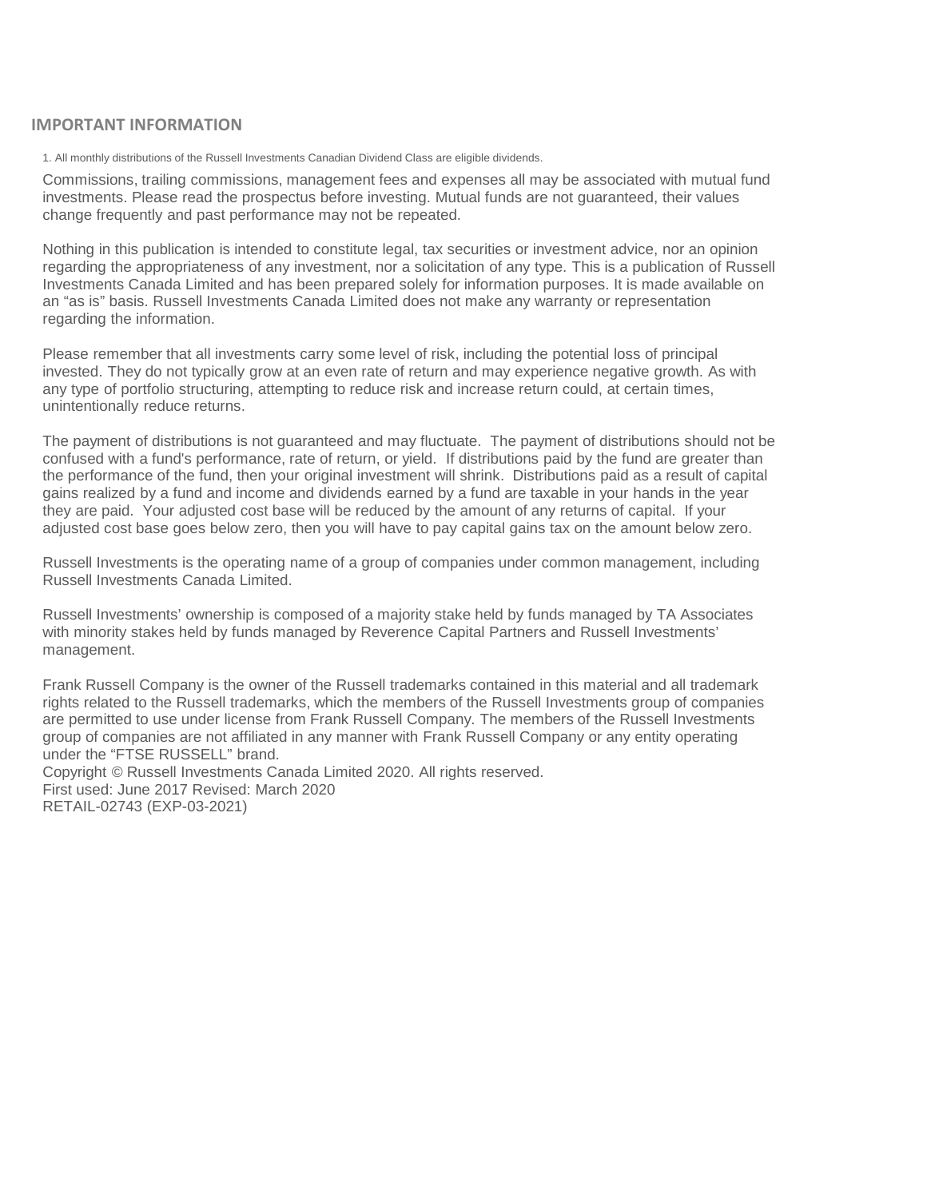## IMPORTANT INFORMATION

1. All monthly distributions of the Russell Investments Canadian Dividend Class are eligible dividends.

Commissions, trailing commissions, management fees and expenses all may be associated with mutual fund investments. Please read the prospectus before investing. Mutual funds are not guaranteed, their values change frequently and past performance may not be repeated.

Nothing in this publication is intended to constitute legal, tax securities or investment advice, nor an opinion regarding the appropriateness of any investment, nor a solicitation of any type. This is a publication of Russell Investments Canada Limited and has been prepared solely for information purposes. It is made available on an "as is" basis. Russell Investments Canada Limited does not make any warranty or representation regarding the information.

Please remember that all investments carry some level of risk, including the potential loss of principal invested. They do not typically grow at an even rate of return and may experience negative growth. As with any type of portfolio structuring, attempting to reduce risk and increase return could, at certain times, unintentionally reduce returns.

The payment of distributions is not guaranteed and may fluctuate. The payment of distributions should not be confused with a fund's performance, rate of return, or yield. If distributions paid by the fund are greater than the performance of the fund, then your original investment will shrink. Distributions paid as a result of capital gains realized by a fund and income and dividends earned by a fund are taxable in your hands in the year they are paid. Your adjusted cost base will be reduced by the amount of any returns of capital. If your adjusted cost base goes below zero, then you will have to pay capital gains tax on the amount below zero.

Russell Investments is the operating name of a group of companies under common management, including Russell Investments Canada Limited.

Russell Investments' ownership is composed of a majority stake held by funds managed by TA Associates with minority stakes held by funds managed by Reverence Capital Partners and Russell Investments' management.

Frank Russell Company is the owner of the Russell trademarks contained in this material and all trademark rights related to the Russell trademarks, which the members of the Russell Investments group of companies are permitted to use under license from Frank Russell Company. The members of the Russell Investments group of companies are not affiliated in any manner with Frank Russell Company or any entity operating under the "FTSE RUSSELL" brand.
Copyright © Russell Investments Canada Limited 2020. All rights reserved.
First used: June 2017 Revised: March 2020
RETAIL-02743 (EXP-03-2021)